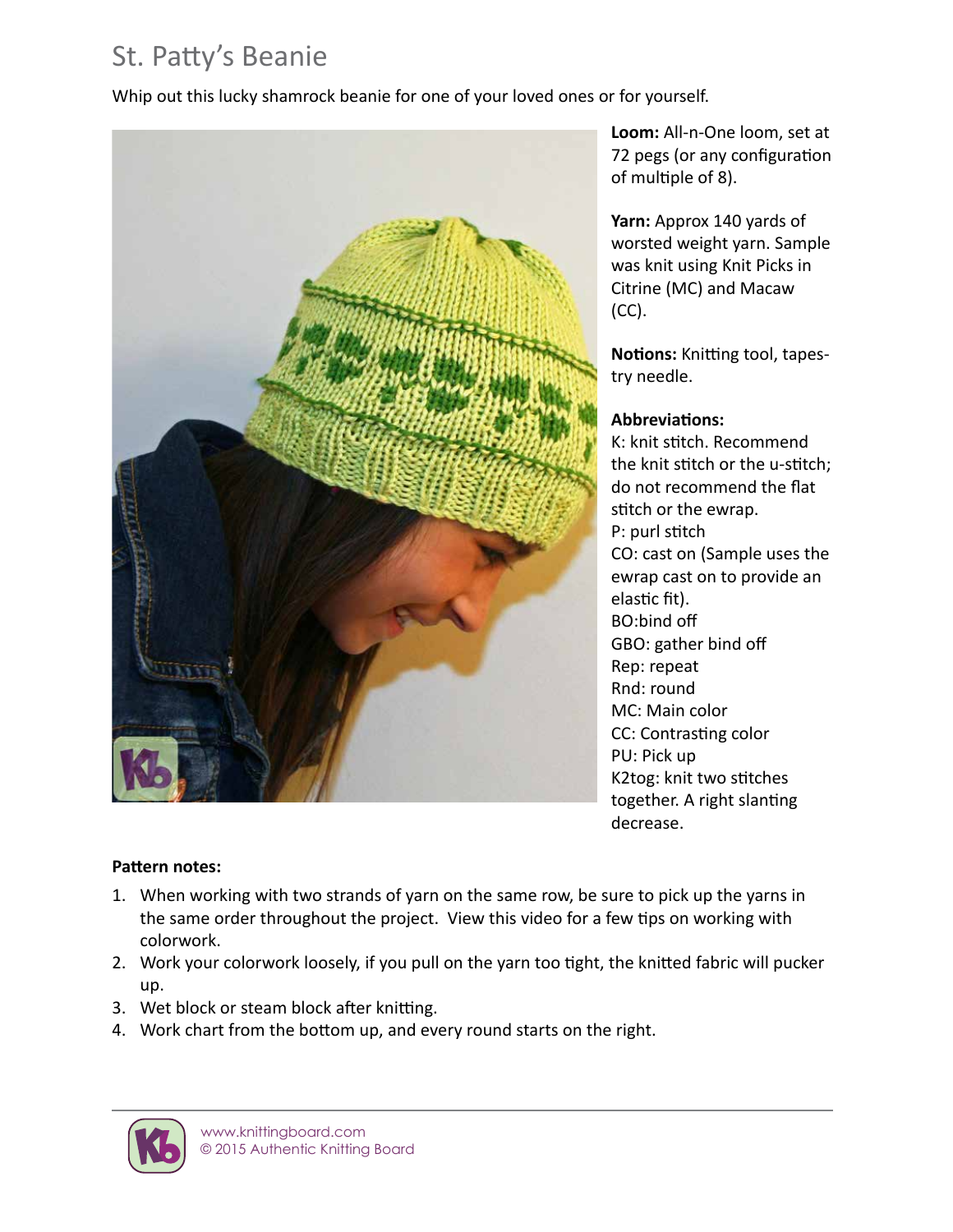# St. Patty's Beanie

Whip out this lucky shamrock beanie for one of your loved ones or for yourself.

**Loom:** All-n-One loom, set at 72 pegs (or any configuration of multiple of 8).

**Yarn:** Approx 140 yards of worsted weight yarn. Sample was knit using Knit Picks in Citrine (MC) and Macaw (CC).

**Notions:** Knitting tool, tapestry needle.

**Abbreviations:**
K: knit stitch. Recommend the knit stitch or the u-stitch; do not recommend the flat stitch or the ewrap.
P: purl stitch
CO: cast on (Sample uses the ewrap cast on to provide an elastic fit).
BO:bind off
GBO: gather bind off
Rep: repeat
Rnd: round
MC: Main color
CC: Contrasting color
PU: Pick up
K2tog: knit two stitches together. A right slanting decrease.

**Pattern notes:**

1. When working with two strands of yarn on the same row, be sure to pick up the yarns in the same order throughout the project. View this video for a few tips on working with colorwork.
2. Work your colorwork loosely, if you pull on the yarn too tight, the knitted fabric will pucker up.
3. Wet block or steam block after knitting.
4. Work chart from the bottom up, and every round starts on the right.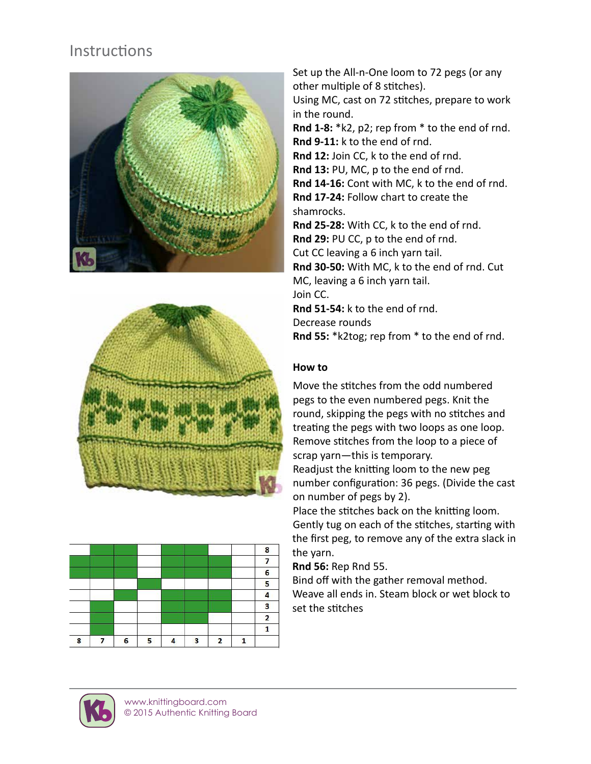## Instructions

Set up the All-n-One loom to 72 pegs (or any other multiple of 8 stitches).

Using MC, cast on 72 stitches, prepare to work in the round.

**Rnd 1-8:** *k2, p2; rep from * to the end of rnd.

**Rnd 9-11:** k to the end of rnd.

**Rnd 12:** Join CC, k to the end of rnd.

**Rnd 13:** PU, MC, p to the end of rnd.

**Rnd 14-16:** Cont with MC, k to the end of rnd.

**Rnd 17-24:** Follow chart to create the shamrocks.

**Rnd 25-28:** With CC, k to the end of rnd.

**Rnd 29:** PU CC, p to the end of rnd.

Cut CC leaving a 6 inch yarn tail.

**Rnd 30-50:** With MC, k to the end of rnd. Cut MC, leaving a 6 inch yarn tail.

Join CC.

**Rnd 51-54:** k to the end of rnd.

Decrease rounds

**Rnd 55:** *k2tog; rep from * to the end of rnd.

### How to

Move the stitches from the odd numbered pegs to the even numbered pegs. Knit the round, skipping the pegs with no stitches and treating the pegs with two loops as one loop.

Remove stitches from the loop to a piece of scrap yarn—this is temporary.

Readjust the knitting loom to the new peg number configuration: 36 pegs. (Divide the cast on number of pegs by 2).

Place the stitches back on the knitting loom. Gently tug on each of the stitches, starting with the first peg, to remove any of the extra slack in the yarn.

**Rnd 56:** Rep Rnd 55.

Bind off with the gather removal method.

Weave all ends in. Steam block or wet block to set the stitches

8
7
6
5
4
3
2
1

8 7 6 5 4 3 2 1